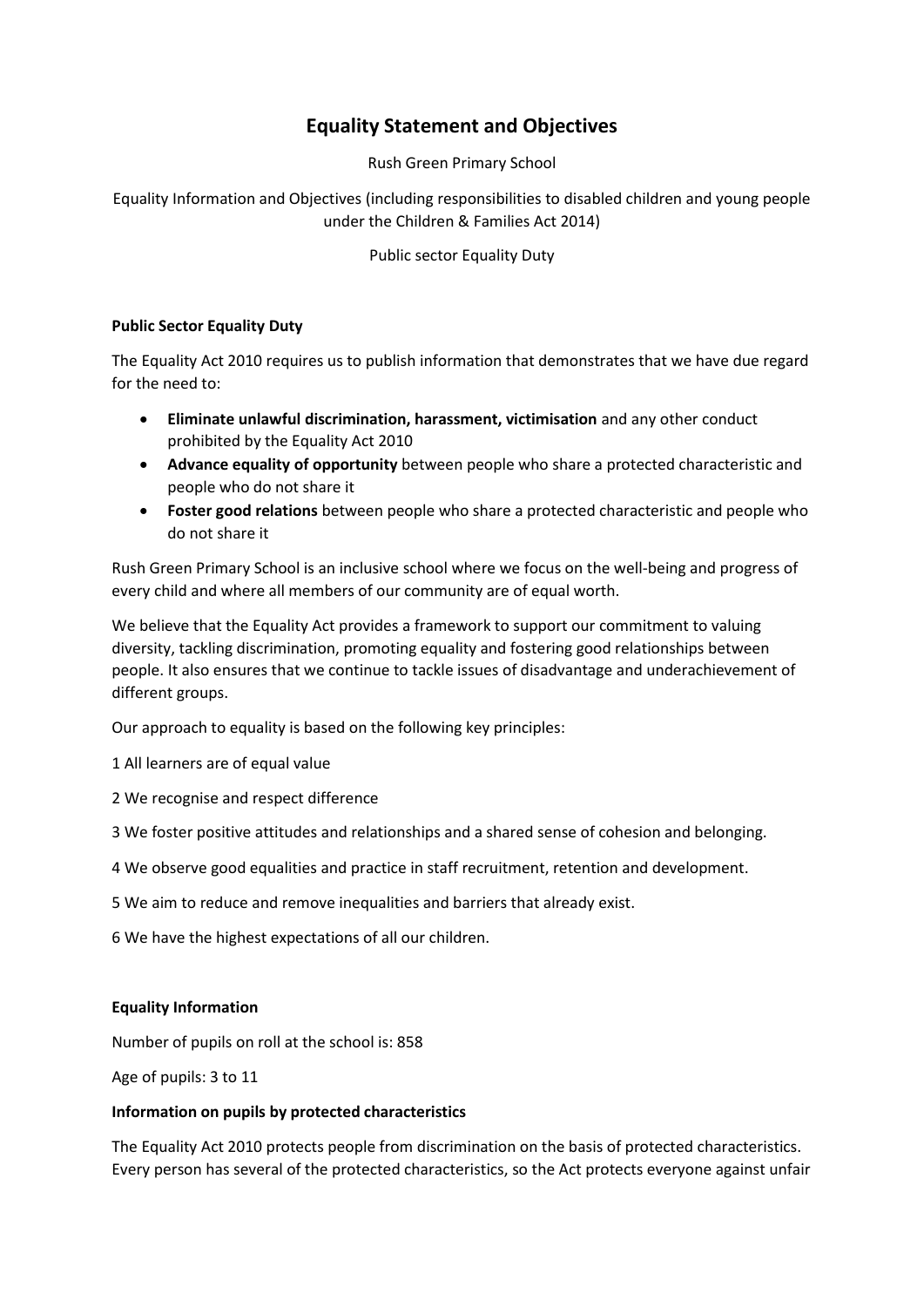# Equality Statement and Objectives

Rush Green Primary School

Equality Information and Objectives (including responsibilities to disabled children and young people under the Children & Families Act 2014)

Public sector Equality Duty

**Public Sector Equality Duty**

The Equality Act 2010 requires us to publish information that demonstrates that we have due regard for the need to:

- **Eliminate unlawful discrimination, harassment, victimisation** and any other conduct prohibited by the Equality Act 2010
- **Advance equality of opportunity** between people who share a protected characteristic and people who do not share it
- **Foster good relations** between people who share a protected characteristic and people who do not share it

Rush Green Primary School is an inclusive school where we focus on the well-being and progress of every child and where all members of our community are of equal worth.

We believe that the Equality Act provides a framework to support our commitment to valuing diversity, tackling discrimination, promoting equality and fostering good relationships between people. It also ensures that we continue to tackle issues of disadvantage and underachievement of different groups.

Our approach to equality is based on the following key principles:

1 All learners are of equal value

2 We recognise and respect difference

3 We foster positive attitudes and relationships and a shared sense of cohesion and belonging.

4 We observe good equalities and practice in staff recruitment, retention and development.

5 We aim to reduce and remove inequalities and barriers that already exist.

6 We have the highest expectations of all our children.

**Equality Information**

Number of pupils on roll at the school is: 858

Age of pupils: 3 to 11

**Information on pupils by protected characteristics**

The Equality Act 2010 protects people from discrimination on the basis of protected characteristics. Every person has several of the protected characteristics, so the Act protects everyone against unfair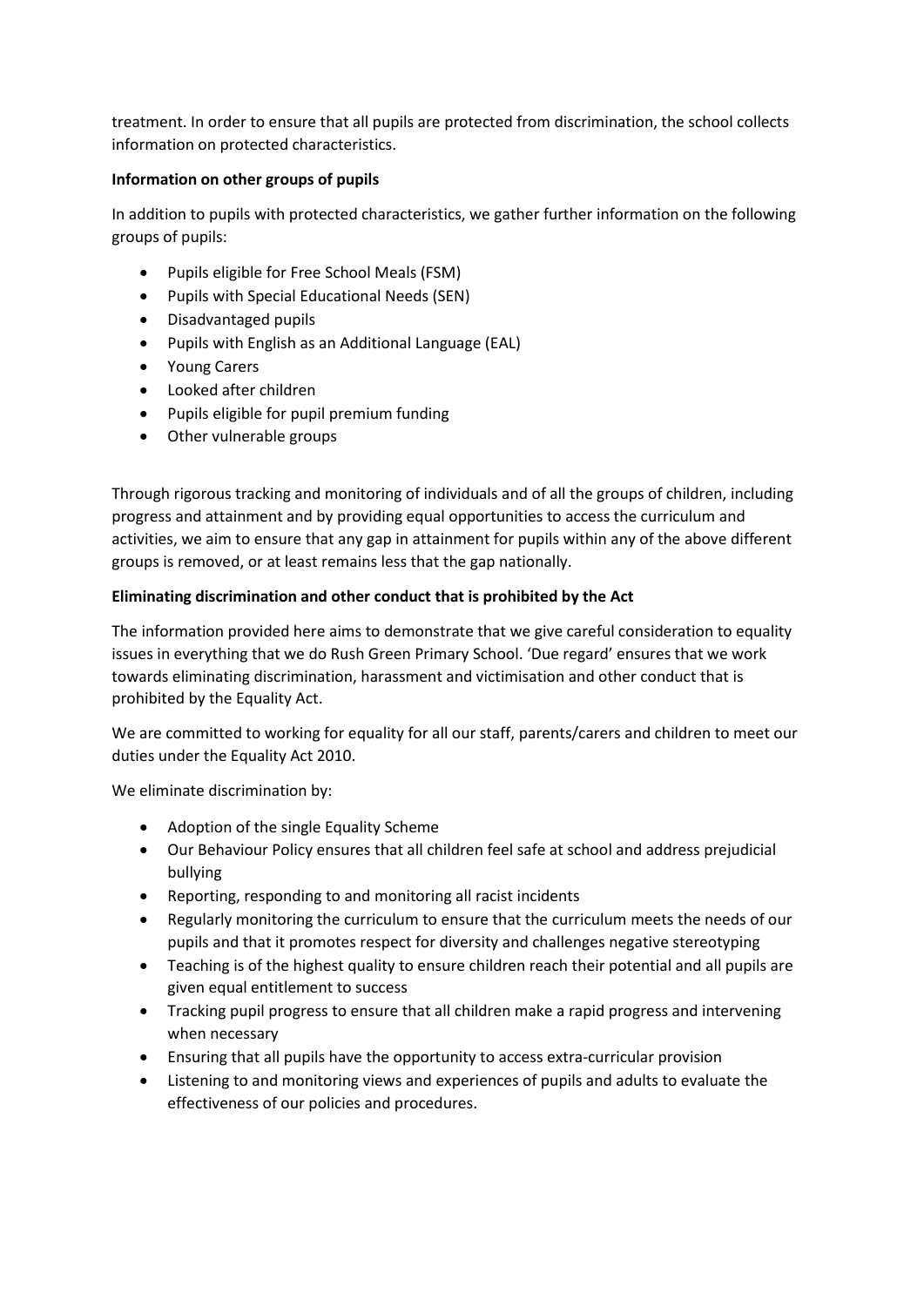treatment. In order to ensure that all pupils are protected from discrimination, the school collects information on protected characteristics.

**Information on other groups of pupils**

In addition to pupils with protected characteristics, we gather further information on the following groups of pupils:

- Pupils eligible for Free School Meals (FSM)
- Pupils with Special Educational Needs (SEN)
- Disadvantaged pupils
- Pupils with English as an Additional Language (EAL)
- Young Carers
- Looked after children
- Pupils eligible for pupil premium funding
- Other vulnerable groups

Through rigorous tracking and monitoring of individuals and of all the groups of children, including progress and attainment and by providing equal opportunities to access the curriculum and activities, we aim to ensure that any gap in attainment for pupils within any of the above different groups is removed, or at least remains less that the gap nationally.

**Eliminating discrimination and other conduct that is prohibited by the Act**

The information provided here aims to demonstrate that we give careful consideration to equality issues in everything that we do Rush Green Primary School. 'Due regard' ensures that we work towards eliminating discrimination, harassment and victimisation and other conduct that is prohibited by the Equality Act.

We are committed to working for equality for all our staff, parents/carers and children to meet our duties under the Equality Act 2010.

We eliminate discrimination by:

- Adoption of the single Equality Scheme
- Our Behaviour Policy ensures that all children feel safe at school and address prejudicial bullying
- Reporting, responding to and monitoring all racist incidents
- Regularly monitoring the curriculum to ensure that the curriculum meets the needs of our pupils and that it promotes respect for diversity and challenges negative stereotyping
- Teaching is of the highest quality to ensure children reach their potential and all pupils are given equal entitlement to success
- Tracking pupil progress to ensure that all children make a rapid progress and intervening when necessary
- Ensuring that all pupils have the opportunity to access extra-curricular provision
- Listening to and monitoring views and experiences of pupils and adults to evaluate the effectiveness of our policies and procedures.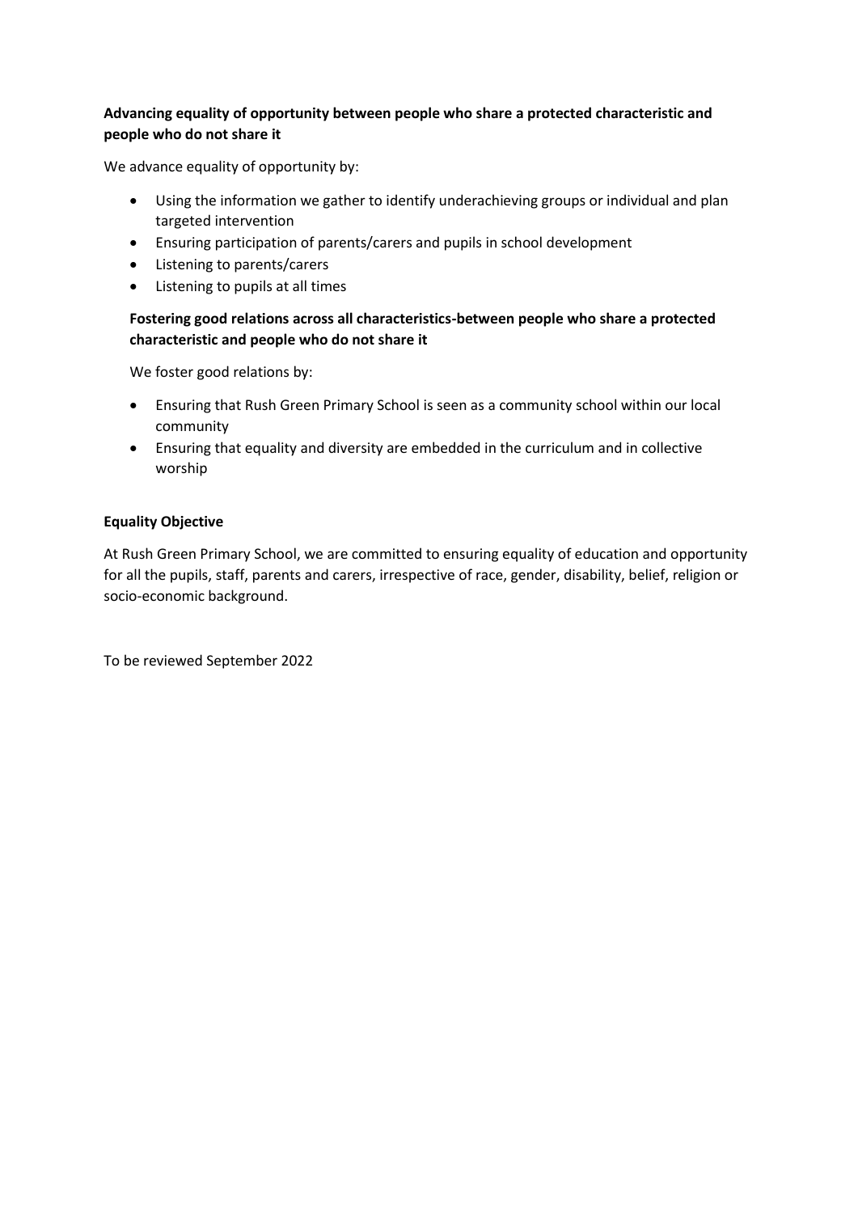**Advancing equality of opportunity between people who share a protected characteristic and people who do not share it**

We advance equality of opportunity by:

- Using the information we gather to identify underachieving groups or individual and plan targeted intervention
- Ensuring participation of parents/carers and pupils in school development
- Listening to parents/carers
- Listening to pupils at all times

**Fostering good relations across all characteristics-between people who share a protected characteristic and people who do not share it**

We foster good relations by:

- Ensuring that Rush Green Primary School is seen as a community school within our local community
- Ensuring that equality and diversity are embedded in the curriculum and in collective worship

**Equality Objective**

At Rush Green Primary School, we are committed to ensuring equality of education and opportunity for all the pupils, staff, parents and carers, irrespective of race, gender, disability, belief, religion or socio-economic background.

To be reviewed September 2022